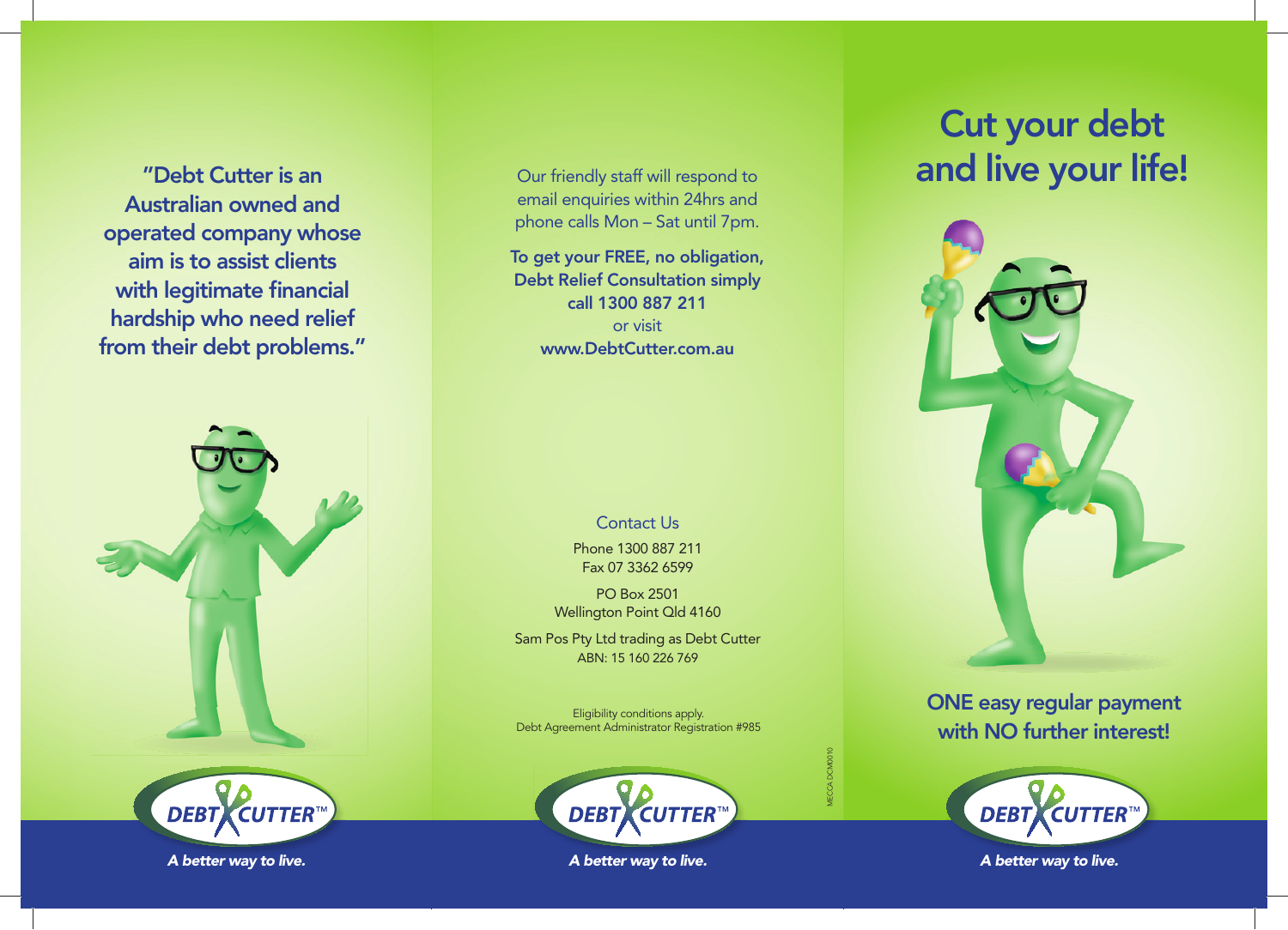"Debt Cutter is an Australian owned and operated company whose aim is to assist clients with legitimate financial hardship who need relief from their debt problems."

DEBT CUTTER™

*A better way to live.*

Our friendly staff will respond to email enquiries within 24hrs and phone calls Mon – Sat until 7pm.

**To get your FREE, no obligation, Debt Relief Consultation simply call 1300 887 211**
or visit
**www.DebtCutter.com.au**

## Contact Us

Phone 1300 887 211
Fax 07 3362 6599

PO Box 2501
Wellington Point Qld 4160

Sam Pos Pty Ltd trading as Debt Cutter
ABN: 15 160 226 769

Eligibility conditions apply.
Debt Agreement Administrator Registration #985

DEBT CUTTER™

*A better way to live.*

MECCA DCM0010

# Cut your debt and live your life!

**ONE easy regular payment with NO further interest!**

DEBT CUTTER™

*A better way to live.*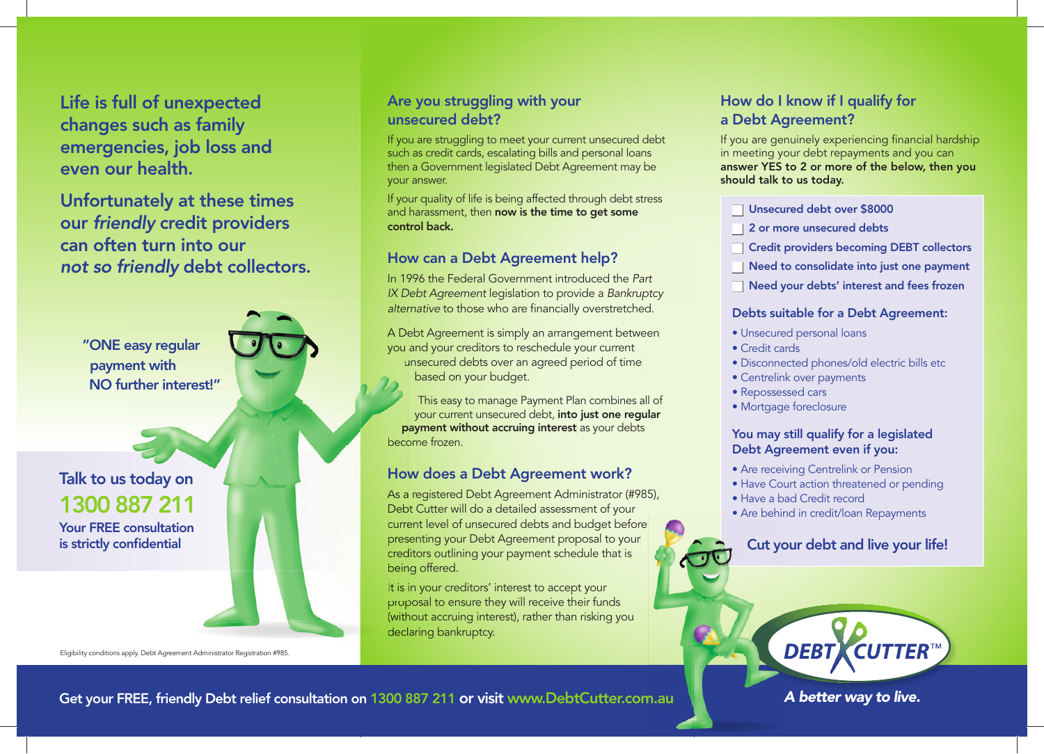## Life is full of unexpected changes such as family emergencies, job loss and even our health.

## Unfortunately at these times our *friendly* credit providers can often turn into our *not so friendly* debt collectors.

"ONE easy regular payment with NO further interest!"

Talk to us today on

**1300 887 211**

Your FREE consultation is strictly confidential

Eligibility conditions apply. Debt Agreement Administrator Registration #985.

## Are you struggling with your unsecured debt?

If you are struggling to meet your current unsecured debt such as credit cards, escalating bills and personal loans then a Government legislated Debt Agreement may be your answer.

If your quality of life is being affected through debt stress and harassment, then **now is the time to get some control back.**

## How can a Debt Agreement help?

In 1996 the Federal Government introduced the *Part IX Debt Agreement* legislation to provide a *Bankruptcy alternative* to those who are financially overstretched.

A Debt Agreement is simply an arrangement between you and your creditors to reschedule your current unsecured debts over an agreed period of time based on your budget.

This easy to manage Payment Plan combines all of your current unsecured debt, **into just one regular payment without accruing interest** as your debts become frozen.

## How does a Debt Agreement work?

As a registered Debt Agreement Administrator (#985), Debt Cutter will do a detailed assessment of your current level of unsecured debts and budget before presenting your Debt Agreement proposal to your creditors outlining your payment schedule that is being offered.

It is in your creditors' interest to accept your proposal to ensure they will receive their funds (without accruing interest), rather than risking you declaring bankruptcy.

## How do I know if I qualify for a Debt Agreement?

If you are genuinely experiencing financial hardship in meeting your debt repayments and you can **answer YES to 2 or more of the below, then you should talk to us today.**

- [ ] Unsecured debt over $8000
- [ ] 2 or more unsecured debts
- [ ] Credit providers becoming DEBT collectors
- [ ] Need to consolidate into just one payment
- [ ] Need your debts' interest and fees frozen

### Debts suitable for a Debt Agreement:

- Unsecured personal loans
- Credit cards
- Disconnected phones/old electric bills etc
- Centrelink over payments
- Repossessed cars
- Mortgage foreclosure

### You may still qualify for a legislated Debt Agreement even if you:

- Are receiving Centrelink or Pension
- Have Court action threatened or pending
- Have a bad Credit record
- Are behind in credit/loan Repayments

**Cut your debt and live your life!**

DEBT CUTTER™

*A better way to live.*

Get your FREE, friendly Debt relief consultation on 1300 887 211 or visit www.DebtCutter.com.au